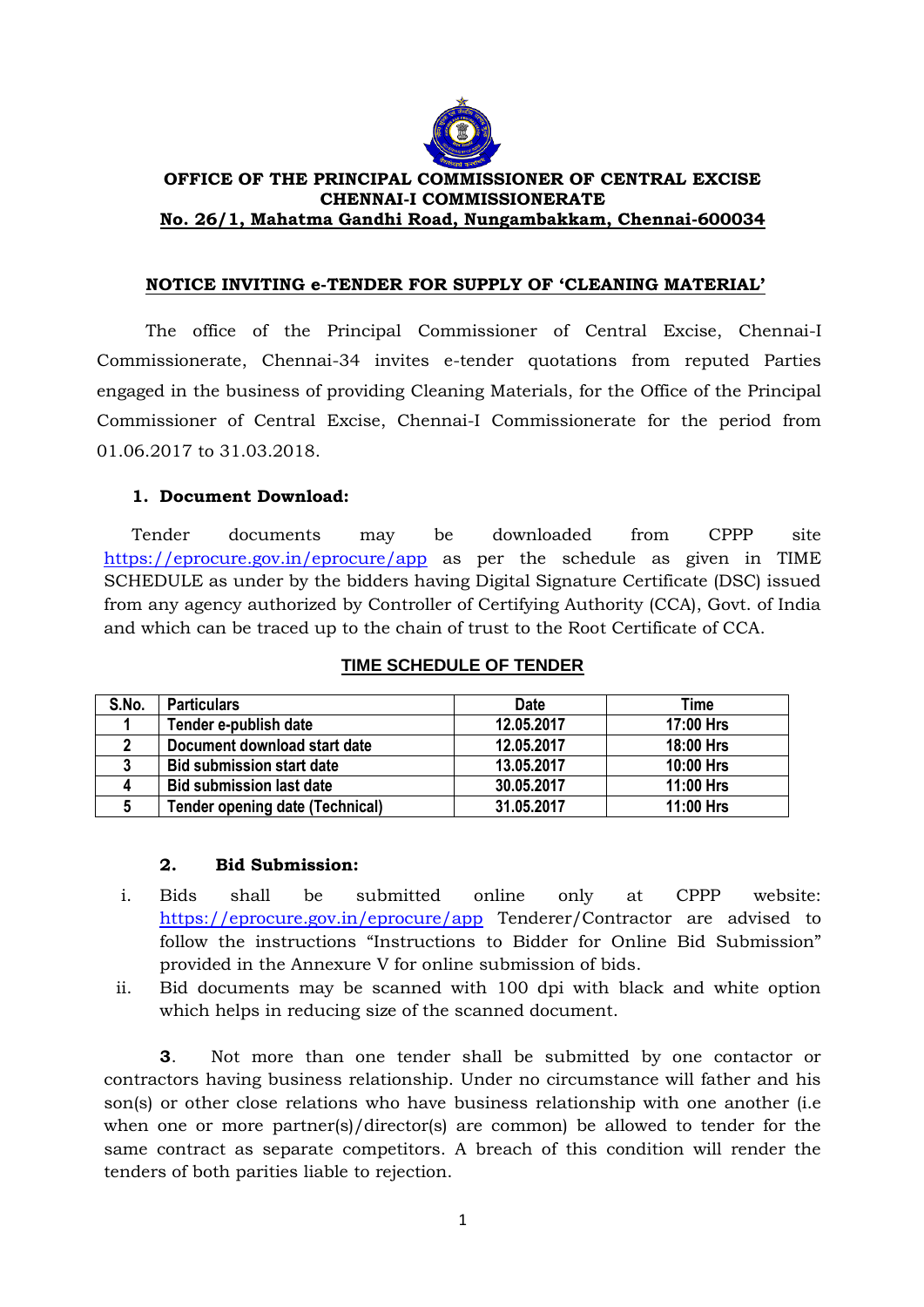**OFFICE OF THE PRINCIPAL COMMISSIONER OF CENTRAL EXCISE**
**CHENNAI-I COMMISSIONERATE**
**No. 26/1, Mahatma Gandhi Road, Nungambakkam, Chennai-600034**

## NOTICE INVITING e-TENDER FOR SUPPLY OF 'CLEANING MATERIAL'

The office of the Principal Commissioner of Central Excise, Chennai-I Commissionerate, Chennai-34 invites e-tender quotations from reputed Parties engaged in the business of providing Cleaning Materials, for the Office of the Principal Commissioner of Central Excise, Chennai-I Commissionerate for the period from 01.06.2017 to 31.03.2018.

### 1. Document Download:

Tender documents may be downloaded from CPPP site https://eprocure.gov.in/eprocure/app as per the schedule as given in TIME SCHEDULE as under by the bidders having Digital Signature Certificate (DSC) issued from any agency authorized by Controller of Certifying Authority (CCA), Govt. of India and which can be traced up to the chain of trust to the Root Certificate of CCA.

**TIME SCHEDULE OF TENDER**

| S.No. | Particulars | Date | Time |
|---|---|---|---|
| 1 | Tender e-publish date | 12.05.2017 | 17:00 Hrs |
| 2 | Document download start date | 12.05.2017 | 18:00 Hrs |
| 3 | Bid submission start date | 13.05.2017 | 10:00 Hrs |
| 4 | Bid submission last date | 30.05.2017 | 11:00 Hrs |
| 5 | Tender opening date (Technical) | 31.05.2017 | 11:00 Hrs |

### 2. Bid Submission:

i. Bids shall be submitted online only at CPPP website: https://eprocure.gov.in/eprocure/app Tenderer/Contractor are advised to follow the instructions "Instructions to Bidder for Online Bid Submission" provided in the Annexure V for online submission of bids.

ii. Bid documents may be scanned with 100 dpi with black and white option which helps in reducing size of the scanned document.

**3**. Not more than one tender shall be submitted by one contactor or contractors having business relationship. Under no circumstance will father and his son(s) or other close relations who have business relationship with one another (i.e when one or more partner(s)/director(s) are common) be allowed to tender for the same contract as separate competitors. A breach of this condition will render the tenders of both parities liable to rejection.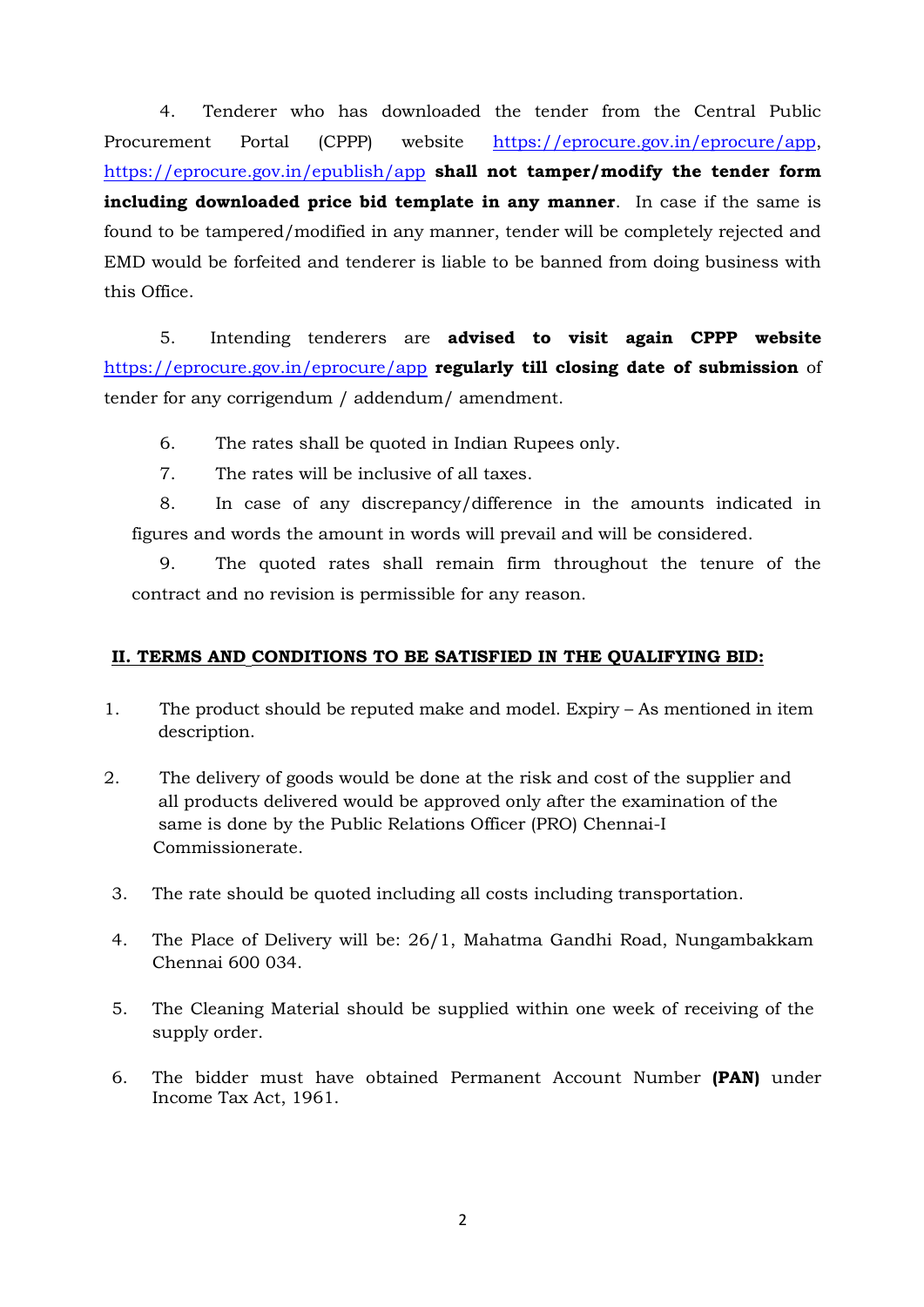4. Tenderer who has downloaded the tender from the Central Public Procurement Portal (CPPP) website https://eprocure.gov.in/eprocure/app, https://eprocure.gov.in/epublish/app **shall not tamper/modify the tender form including downloaded price bid template in any manner**. In case if the same is found to be tampered/modified in any manner, tender will be completely rejected and EMD would be forfeited and tenderer is liable to be banned from doing business with this Office.

5. Intending tenderers are **advised to visit again CPPP website** https://eprocure.gov.in/eprocure/app **regularly till closing date of submission** of tender for any corrigendum / addendum/ amendment.

6. The rates shall be quoted in Indian Rupees only.

7. The rates will be inclusive of all taxes.

8. In case of any discrepancy/difference in the amounts indicated in figures and words the amount in words will prevail and will be considered.

9. The quoted rates shall remain firm throughout the tenure of the contract and no revision is permissible for any reason.

## II. TERMS AND CONDITIONS TO BE SATISFIED IN THE QUALIFYING BID:

1. The product should be reputed make and model. Expiry – As mentioned in item description.

2. The delivery of goods would be done at the risk and cost of the supplier and all products delivered would be approved only after the examination of the same is done by the Public Relations Officer (PRO) Chennai-I Commissionerate.

3. The rate should be quoted including all costs including transportation.

4. The Place of Delivery will be: 26/1, Mahatma Gandhi Road, Nungambakkam Chennai 600 034.

5. The Cleaning Material should be supplied within one week of receiving of the supply order.

6. The bidder must have obtained Permanent Account Number **(PAN)** under Income Tax Act, 1961.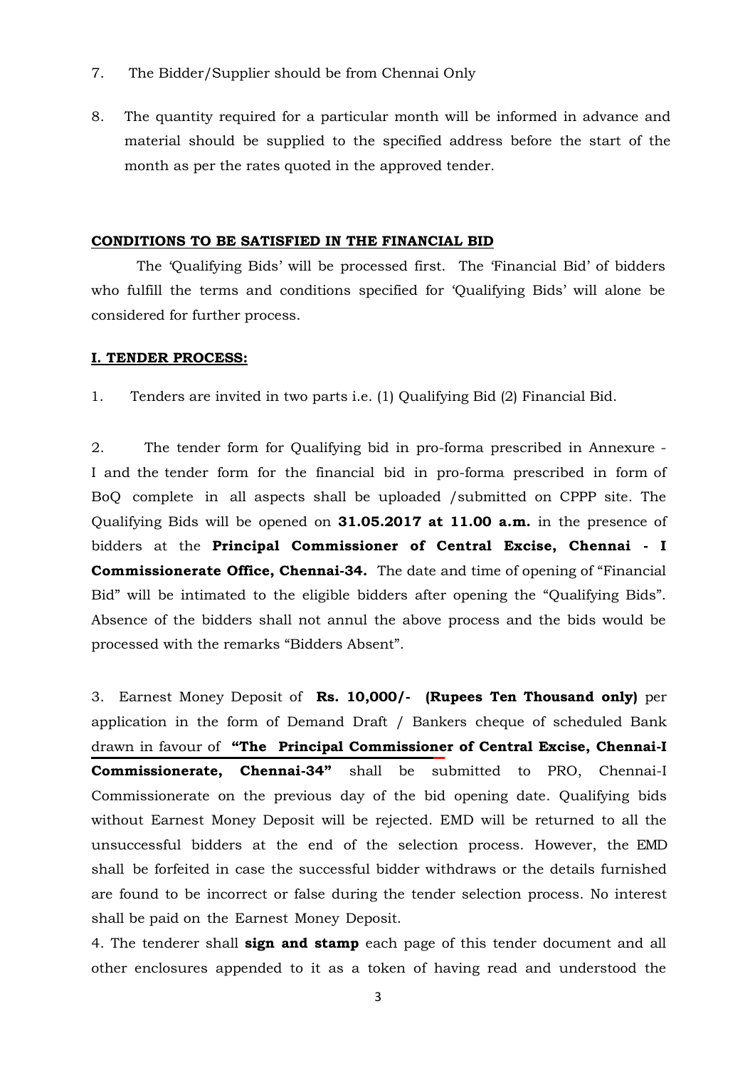7. The Bidder/Supplier should be from Chennai Only

8. The quantity required for a particular month will be informed in advance and material should be supplied to the specified address before the start of the month as per the rates quoted in the approved tender.

**CONDITIONS TO BE SATISFIED IN THE FINANCIAL BID**

The 'Qualifying Bids' will be processed first. The 'Financial Bid' of bidders who fulfill the terms and conditions specified for 'Qualifying Bids' will alone be considered for further process.

**I. TENDER PROCESS:**

1. Tenders are invited in two parts i.e. (1) Qualifying Bid (2) Financial Bid.

2. The tender form for Qualifying bid in pro-forma prescribed in Annexure - I and the tender form for the financial bid in pro-forma prescribed in form of BoQ complete in all aspects shall be uploaded /submitted on CPPP site. The Qualifying Bids will be opened on **31.05.2017 at 11.00 a.m.** in the presence of bidders at the **Principal Commissioner of Central Excise, Chennai - I Commissionerate Office, Chennai-34.** The date and time of opening of "Financial Bid" will be intimated to the eligible bidders after opening the "Qualifying Bids". Absence of the bidders shall not annul the above process and the bids would be processed with the remarks "Bidders Absent".

3. Earnest Money Deposit of **Rs. 10,000/- (Rupees Ten Thousand only)** per application in the form of Demand Draft / Bankers cheque of scheduled Bank drawn in favour of **"The Principal Commissioner of Central Excise, Chennai-I Commissionerate, Chennai-34"** shall be submitted to PRO, Chennai-I Commissionerate on the previous day of the bid opening date. Qualifying bids without Earnest Money Deposit will be rejected. EMD will be returned to all the unsuccessful bidders at the end of the selection process. However, the EMD shall be forfeited in case the successful bidder withdraws or the details furnished are found to be incorrect or false during the tender selection process. No interest shall be paid on the Earnest Money Deposit.

4. The tenderer shall **sign and stamp** each page of this tender document and all other enclosures appended to it as a token of having read and understood the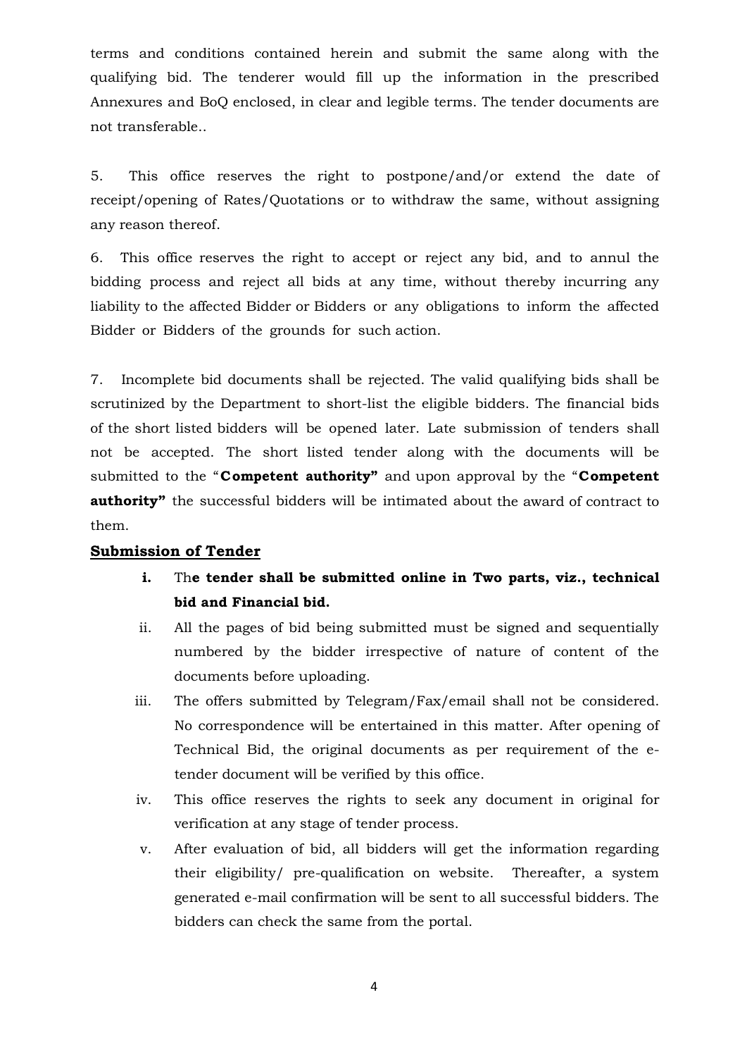terms and conditions contained herein and submit the same along with the qualifying bid. The tenderer would fill up the information in the prescribed Annexures and BoQ enclosed, in clear and legible terms. The tender documents are not transferable..

5. This office reserves the right to postpone/and/or extend the date of receipt/opening of Rates/Quotations or to withdraw the same, without assigning any reason thereof.

6. This office reserves the right to accept or reject any bid, and to annul the bidding process and reject all bids at any time, without thereby incurring any liability to the affected Bidder or Bidders or any obligations to inform the affected Bidder or Bidders of the grounds for such action.

7. Incomplete bid documents shall be rejected. The valid qualifying bids shall be scrutinized by the Department to short-list the eligible bidders. The financial bids of the short listed bidders will be opened later. Late submission of tenders shall not be accepted. The short listed tender along with the documents will be submitted to the "**Competent authority"** and upon approval by the "**Competent authority"** the successful bidders will be intimated about the award of contract to them.

## Submission of Tender

i. Th**e tender shall be submitted online in Two parts, viz., technical bid and Financial bid.**

ii. All the pages of bid being submitted must be signed and sequentially numbered by the bidder irrespective of nature of content of the documents before uploading.

iii. The offers submitted by Telegram/Fax/email shall not be considered. No correspondence will be entertained in this matter. After opening of Technical Bid, the original documents as per requirement of the e-tender document will be verified by this office.

iv. This office reserves the rights to seek any document in original for verification at any stage of tender process.

v. After evaluation of bid, all bidders will get the information regarding their eligibility/ pre-qualification on website. Thereafter, a system generated e-mail confirmation will be sent to all successful bidders. The bidders can check the same from the portal.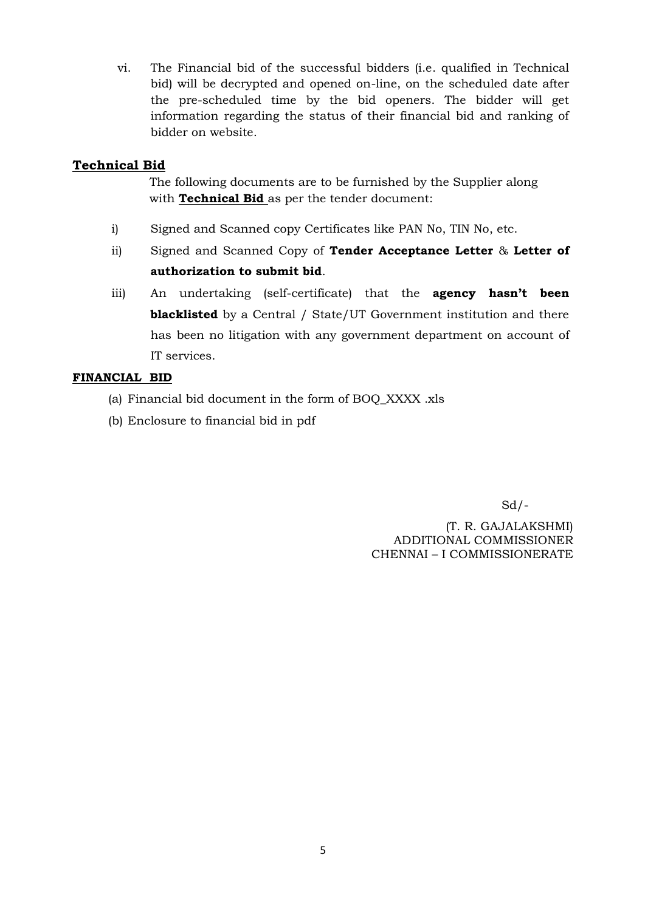vi. The Financial bid of the successful bidders (i.e. qualified in Technical bid) will be decrypted and opened on-line, on the scheduled date after the pre-scheduled time by the bid openers. The bidder will get information regarding the status of their financial bid and ranking of bidder on website.

## Technical Bid

The following documents are to be furnished by the Supplier along with **Technical Bid** as per the tender document:

i) Signed and Scanned copy Certificates like PAN No, TIN No, etc.

ii) Signed and Scanned Copy of **Tender Acceptance Letter** & **Letter of authorization to submit bid**.

iii) An undertaking (self-certificate) that the **agency hasn't been blacklisted** by a Central / State/UT Government institution and there has been no litigation with any government department on account of IT services.

## FINANCIAL BID

(a) Financial bid document in the form of BOQ_XXXX .xls

(b) Enclosure to financial bid in pdf

Sd/-

(T. R. GAJALAKSHMI)
ADDITIONAL COMMISSIONER
CHENNAI – I COMMISSIONERATE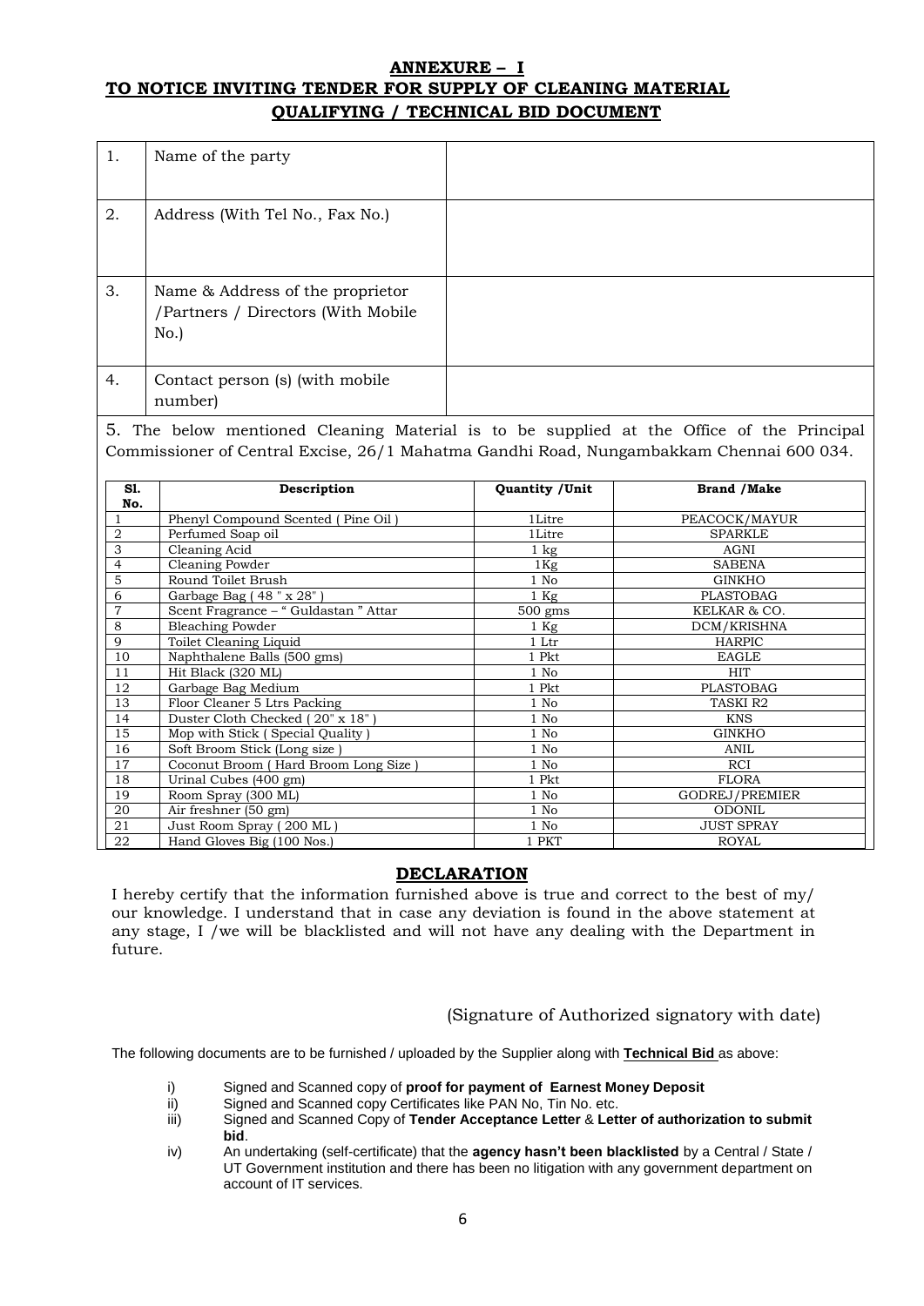## ANNEXURE – I
## TO NOTICE INVITING TENDER FOR SUPPLY OF CLEANING MATERIAL
## QUALIFYING / TECHNICAL BID DOCUMENT

| | | |
|---|---|---|
| 1. | Name of the party | |
| 2. | Address (With Tel No., Fax No.) | |
| 3. | Name & Address of the proprietor /Partners / Directors (With Mobile No.) | |
| 4. | Contact person (s) (with mobile number) | |

5. The below mentioned Cleaning Material is to be supplied at the Office of the Principal Commissioner of Central Excise, 26/1 Mahatma Gandhi Road, Nungambakkam Chennai 600 034.

| Sl. No. | Description | Quantity /Unit | Brand /Make |
|---|---|---|---|
| 1 | Phenyl Compound Scented ( Pine Oil ) | 1Litre | PEACOCK/MAYUR |
| 2 | Perfumed Soap oil | 1Litre | SPARKLE |
| 3 | Cleaning Acid | 1 kg | AGNI |
| 4 | Cleaning Powder | 1Kg | SABENA |
| 5 | Round Toilet Brush | 1 No | GINKHO |
| 6 | Garbage Bag ( 48 " x 28" ) | 1 Kg | PLASTOBAG |
| 7 | Scent Fragrance – " Guldastan " Attar | 500 gms | KELKAR & CO. |
| 8 | Bleaching Powder | 1 Kg | DCM/KRISHNA |
| 9 | Toilet Cleaning Liquid | 1 Ltr | HARPIC |
| 10 | Naphthalene Balls (500 gms) | 1 Pkt | EAGLE |
| 11 | Hit Black (320 ML) | 1 No | HIT |
| 12 | Garbage Bag Medium | 1 Pkt | PLASTOBAG |
| 13 | Floor Cleaner 5 Ltrs Packing | 1 No | TASKI R2 |
| 14 | Duster Cloth Checked ( 20" x 18" ) | 1 No | KNS |
| 15 | Mop with Stick ( Special Quality ) | 1 No | GINKHO |
| 16 | Soft Broom Stick (Long size ) | 1 No | ANIL |
| 17 | Coconut Broom ( Hard Broom Long Size ) | 1 No | RCI |
| 18 | Urinal Cubes (400 gm) | 1 Pkt | FLORA |
| 19 | Room Spray (300 ML) | 1 No | GODREJ/PREMIER |
| 20 | Air freshner (50 gm) | 1 No | ODONIL |
| 21 | Just Room Spray ( 200 ML ) | 1 No | JUST SPRAY |
| 22 | Hand Gloves Big (100 Nos.) | 1 PKT | ROYAL |

## DECLARATION

I hereby certify that the information furnished above is true and correct to the best of my/ our knowledge. I understand that in case any deviation is found in the above statement at any stage, I /we will be blacklisted and will not have any dealing with the Department in future.

(Signature of Authorized signatory with date)

The following documents are to be furnished / uploaded by the Supplier along with **Technical Bid** as above:

i) Signed and Scanned copy of **proof for payment of Earnest Money Deposit**
ii) Signed and Scanned copy Certificates like PAN No, Tin No. etc.
iii) Signed and Scanned Copy of **Tender Acceptance Letter** & **Letter of authorization to submit bid**.
iv) An undertaking (self-certificate) that the **agency hasn't been blacklisted** by a Central / State / UT Government institution and there has been no litigation with any government department on account of IT services.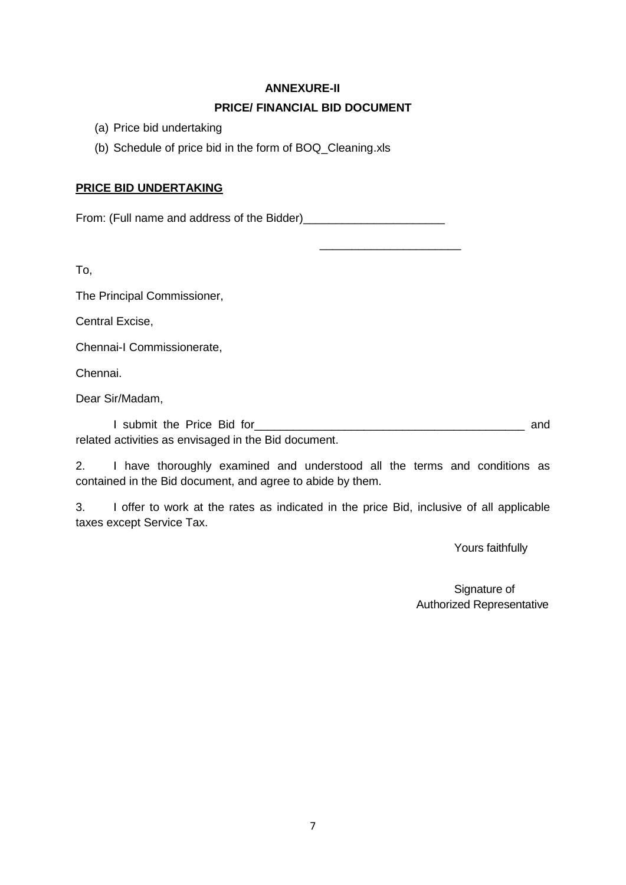**ANNEXURE-II**

**PRICE/ FINANCIAL BID DOCUMENT**

(a) Price bid undertaking

(b) Schedule of price bid in the form of BOQ_Cleaning.xls

**PRICE BID UNDERTAKING**

From: (Full name and address of the Bidder)______________________

______________________

To,

The Principal Commissioner,

Central Excise,

Chennai-I Commissionerate,

Chennai.

Dear Sir/Madam,

I submit the Price Bid for___________________________________________ and related activities as envisaged in the Bid document.

2. I have thoroughly examined and understood all the terms and conditions as contained in the Bid document, and agree to abide by them.

3. I offer to work at the rates as indicated in the price Bid, inclusive of all applicable taxes except Service Tax.

Yours faithfully

Signature of
Authorized Representative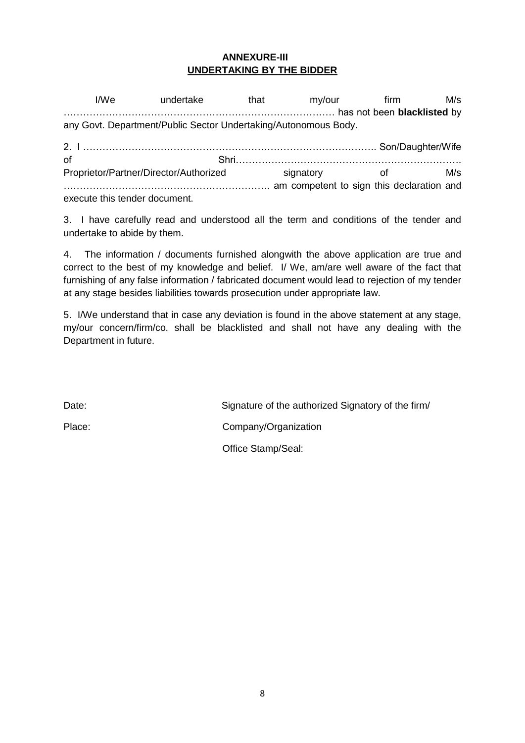**ANNEXURE-III**

**UNDERTAKING BY THE BIDDER**

I/We undertake that my/our firm M/s ………………………………………………………………………… has not been **blacklisted** by any Govt. Department/Public Sector Undertaking/Autonomous Body.

2. I ……………………………………………………………………………. Son/Daughter/Wife of Shri……………………………………………………………. Proprietor/Partner/Director/Authorized signatory of M/s ………………………………………………………. am competent to sign this declaration and execute this tender document.

3. I have carefully read and understood all the term and conditions of the tender and undertake to abide by them.

4. The information / documents furnished alongwith the above application are true and correct to the best of my knowledge and belief. I/ We, am/are well aware of the fact that furnishing of any false information / fabricated document would lead to rejection of my tender at any stage besides liabilities towards prosecution under appropriate law.

5. I/We understand that in case any deviation is found in the above statement at any stage, my/our concern/firm/co. shall be blacklisted and shall not have any dealing with the Department in future.

Date: Signature of the authorized Signatory of the firm/

Place: Company/Organization

Office Stamp/Seal: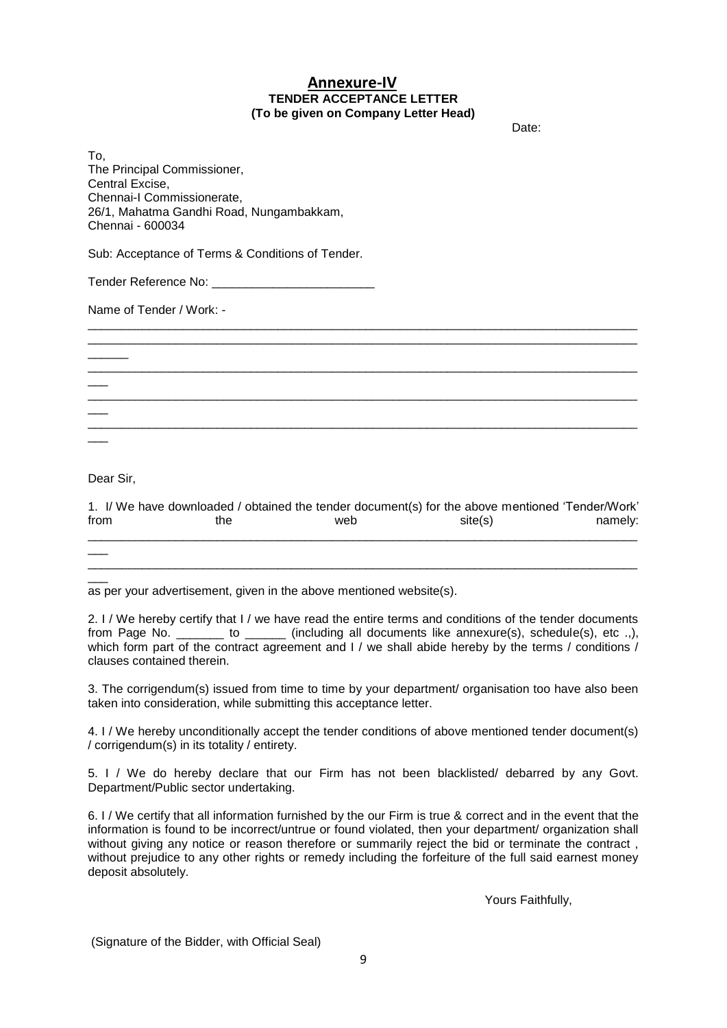# Annexure-IV

**TENDER ACCEPTANCE LETTER**
**(To be given on Company Letter Head)**

Date:

To,
The Principal Commissioner,
Central Excise,
Chennai-I Commissionerate,
26/1, Mahatma Gandhi Road, Nungambakkam,
Chennai - 600034

Sub: Acceptance of Terms & Conditions of Tender.

Tender Reference No: ________________________

Name of Tender / Work: -

________________________________________________________________________________
________________________________________________________________________________
______
________________________________________________________________________________
___
________________________________________________________________________________
___
________________________________________________________________________________
___

Dear Sir,

1. I/ We have downloaded / obtained the tender document(s) for the above mentioned 'Tender/Work' from the web site(s) namely:
________________________________________________________________________________
___
________________________________________________________________________________
___
as per your advertisement, given in the above mentioned website(s).

2. I / We hereby certify that I / we have read the entire terms and conditions of the tender documents from Page No. _______ to ______ (including all documents like annexure(s), schedule(s), etc .,), which form part of the contract agreement and I / we shall abide hereby by the terms / conditions / clauses contained therein.

3. The corrigendum(s) issued from time to time by your department/ organisation too have also been taken into consideration, while submitting this acceptance letter.

4. I / We hereby unconditionally accept the tender conditions of above mentioned tender document(s) / corrigendum(s) in its totality / entirety.

5. I / We do hereby declare that our Firm has not been blacklisted/ debarred by any Govt. Department/Public sector undertaking.

6. I / We certify that all information furnished by the our Firm is true & correct and in the event that the information is found to be incorrect/untrue or found violated, then your department/ organization shall without giving any notice or reason therefore or summarily reject the bid or terminate the contract , without prejudice to any other rights or remedy including the forfeiture of the full said earnest money deposit absolutely.

Yours Faithfully,

(Signature of the Bidder, with Official Seal)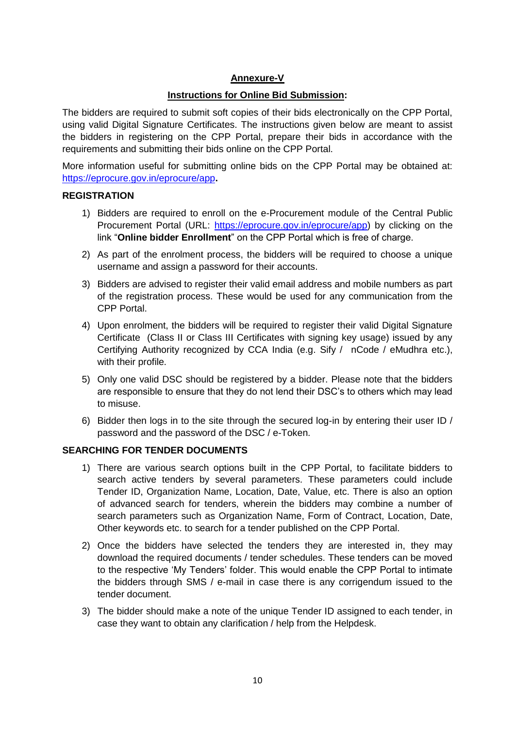**Annexure-V**

**Instructions for Online Bid Submission:**

The bidders are required to submit soft copies of their bids electronically on the CPP Portal, using valid Digital Signature Certificates. The instructions given below are meant to assist the bidders in registering on the CPP Portal, prepare their bids in accordance with the requirements and submitting their bids online on the CPP Portal.

More information useful for submitting online bids on the CPP Portal may be obtained at: https://eprocure.gov.in/eprocure/app**.**

**REGISTRATION**

1) Bidders are required to enroll on the e-Procurement module of the Central Public Procurement Portal (URL: https://eprocure.gov.in/eprocure/app) by clicking on the link "**Online bidder Enrollment**" on the CPP Portal which is free of charge.
2) As part of the enrolment process, the bidders will be required to choose a unique username and assign a password for their accounts.
3) Bidders are advised to register their valid email address and mobile numbers as part of the registration process. These would be used for any communication from the CPP Portal.
4) Upon enrolment, the bidders will be required to register their valid Digital Signature Certificate (Class II or Class III Certificates with signing key usage) issued by any Certifying Authority recognized by CCA India (e.g. Sify / nCode / eMudhra etc.), with their profile.
5) Only one valid DSC should be registered by a bidder. Please note that the bidders are responsible to ensure that they do not lend their DSC's to others which may lead to misuse.
6) Bidder then logs in to the site through the secured log-in by entering their user ID / password and the password of the DSC / e-Token.

**SEARCHING FOR TENDER DOCUMENTS**

1) There are various search options built in the CPP Portal, to facilitate bidders to search active tenders by several parameters. These parameters could include Tender ID, Organization Name, Location, Date, Value, etc. There is also an option of advanced search for tenders, wherein the bidders may combine a number of search parameters such as Organization Name, Form of Contract, Location, Date, Other keywords etc. to search for a tender published on the CPP Portal.
2) Once the bidders have selected the tenders they are interested in, they may download the required documents / tender schedules. These tenders can be moved to the respective 'My Tenders' folder. This would enable the CPP Portal to intimate the bidders through SMS / e-mail in case there is any corrigendum issued to the tender document.
3) The bidder should make a note of the unique Tender ID assigned to each tender, in case they want to obtain any clarification / help from the Helpdesk.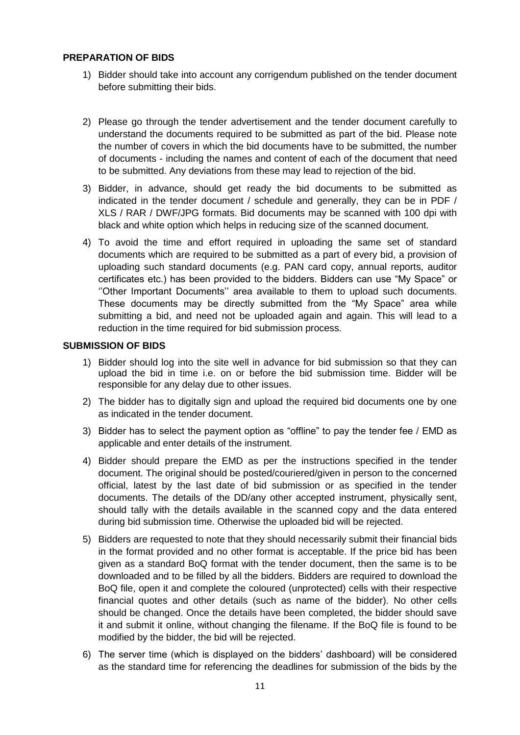**PREPARATION OF BIDS**

1) Bidder should take into account any corrigendum published on the tender document before submitting their bids.

2) Please go through the tender advertisement and the tender document carefully to understand the documents required to be submitted as part of the bid. Please note the number of covers in which the bid documents have to be submitted, the number of documents - including the names and content of each of the document that need to be submitted. Any deviations from these may lead to rejection of the bid.

3) Bidder, in advance, should get ready the bid documents to be submitted as indicated in the tender document / schedule and generally, they can be in PDF / XLS / RAR / DWF/JPG formats. Bid documents may be scanned with 100 dpi with black and white option which helps in reducing size of the scanned document.

4) To avoid the time and effort required in uploading the same set of standard documents which are required to be submitted as a part of every bid, a provision of uploading such standard documents (e.g. PAN card copy, annual reports, auditor certificates etc.) has been provided to the bidders. Bidders can use "My Space" or ''Other Important Documents'' area available to them to upload such documents. These documents may be directly submitted from the "My Space" area while submitting a bid, and need not be uploaded again and again. This will lead to a reduction in the time required for bid submission process.

**SUBMISSION OF BIDS**

1) Bidder should log into the site well in advance for bid submission so that they can upload the bid in time i.e. on or before the bid submission time. Bidder will be responsible for any delay due to other issues.

2) The bidder has to digitally sign and upload the required bid documents one by one as indicated in the tender document.

3) Bidder has to select the payment option as "offline" to pay the tender fee / EMD as applicable and enter details of the instrument.

4) Bidder should prepare the EMD as per the instructions specified in the tender document. The original should be posted/couriered/given in person to the concerned official, latest by the last date of bid submission or as specified in the tender documents. The details of the DD/any other accepted instrument, physically sent, should tally with the details available in the scanned copy and the data entered during bid submission time. Otherwise the uploaded bid will be rejected.

5) Bidders are requested to note that they should necessarily submit their financial bids in the format provided and no other format is acceptable. If the price bid has been given as a standard BoQ format with the tender document, then the same is to be downloaded and to be filled by all the bidders. Bidders are required to download the BoQ file, open it and complete the coloured (unprotected) cells with their respective financial quotes and other details (such as name of the bidder). No other cells should be changed. Once the details have been completed, the bidder should save it and submit it online, without changing the filename. If the BoQ file is found to be modified by the bidder, the bid will be rejected.

6) The server time (which is displayed on the bidders' dashboard) will be considered as the standard time for referencing the deadlines for submission of the bids by the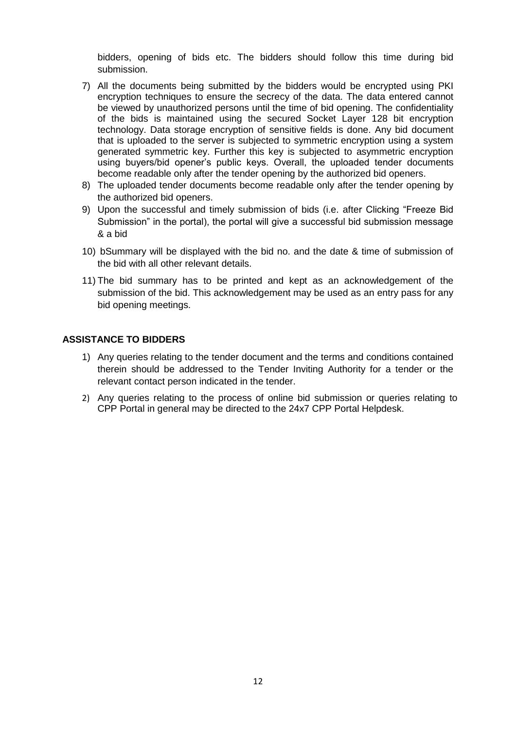bidders, opening of bids etc. The bidders should follow this time during bid submission.

7) All the documents being submitted by the bidders would be encrypted using PKI encryption techniques to ensure the secrecy of the data. The data entered cannot be viewed by unauthorized persons until the time of bid opening. The confidentiality of the bids is maintained using the secured Socket Layer 128 bit encryption technology. Data storage encryption of sensitive fields is done. Any bid document that is uploaded to the server is subjected to symmetric encryption using a system generated symmetric key. Further this key is subjected to asymmetric encryption using buyers/bid opener's public keys. Overall, the uploaded tender documents become readable only after the tender opening by the authorized bid openers.
8) The uploaded tender documents become readable only after the tender opening by the authorized bid openers.
9) Upon the successful and timely submission of bids (i.e. after Clicking "Freeze Bid Submission" in the portal), the portal will give a successful bid submission message & a bid
10) bSummary will be displayed with the bid no. and the date & time of submission of the bid with all other relevant details.
11) The bid summary has to be printed and kept as an acknowledgement of the submission of the bid. This acknowledgement may be used as an entry pass for any bid opening meetings.

**ASSISTANCE TO BIDDERS**

1) Any queries relating to the tender document and the terms and conditions contained therein should be addressed to the Tender Inviting Authority for a tender or the relevant contact person indicated in the tender.
2) Any queries relating to the process of online bid submission or queries relating to CPP Portal in general may be directed to the 24x7 CPP Portal Helpdesk.